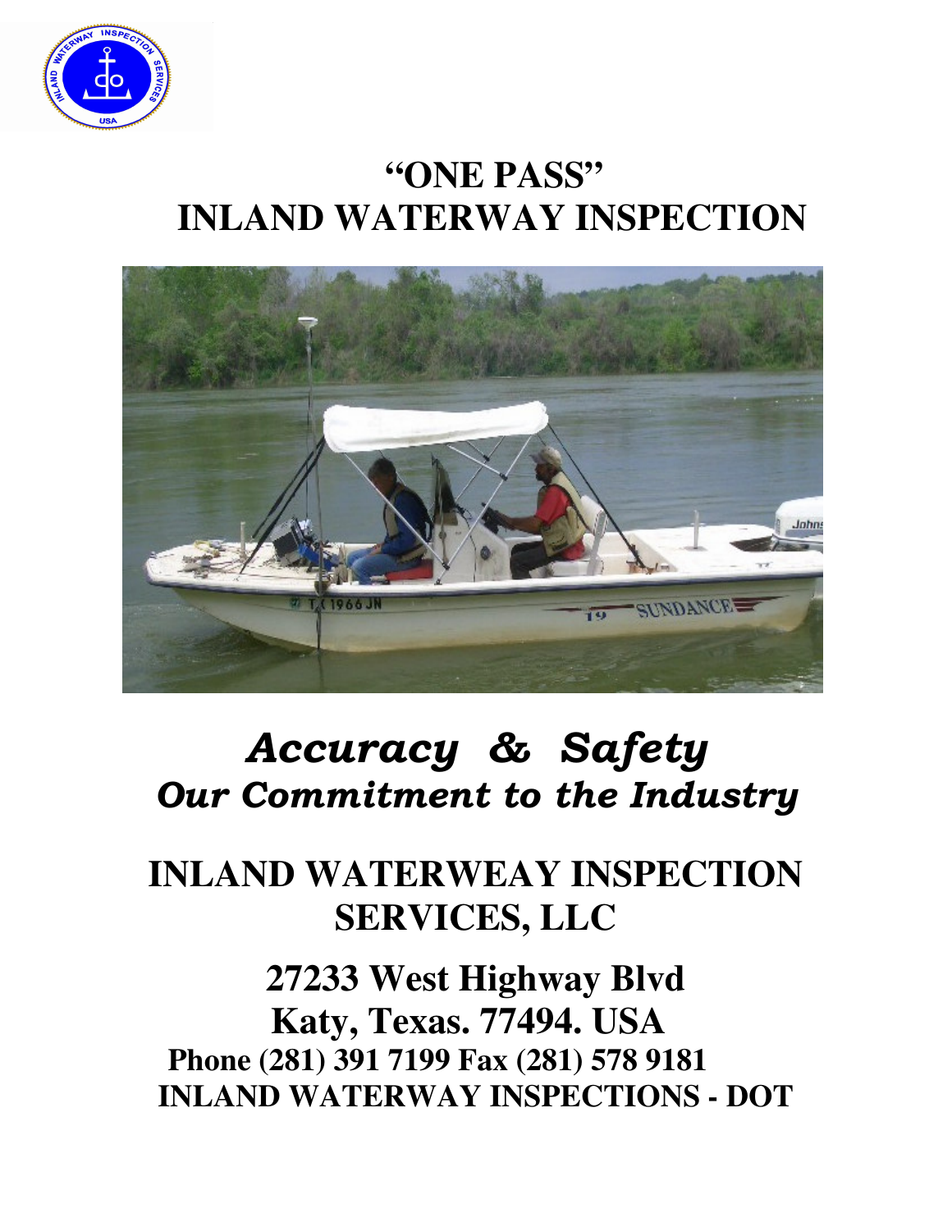# "ONE PASS"
# INLAND WATERWAY INSPECTION

***Accuracy & Safety***
***Our Commitment to the Industry***

## INLAND WATERWEAY INSPECTION SERVICES, LLC

**27233 West Highway Blvd**
**Katy, Texas. 77494. USA**
**Phone (281) 391 7199 Fax (281) 578 9181**
**INLAND WATERWAY INSPECTIONS - DOT**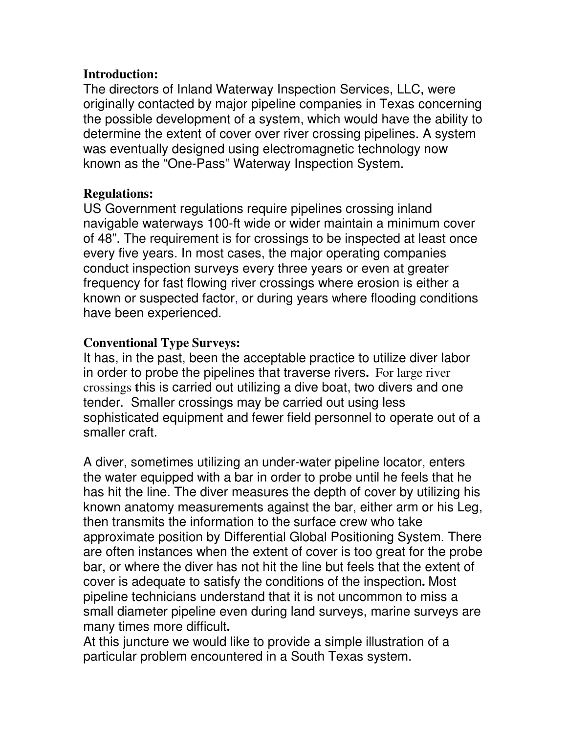**Introduction:**
The directors of Inland Waterway Inspection Services, LLC, were originally contacted by major pipeline companies in Texas concerning the possible development of a system, which would have the ability to determine the extent of cover over river crossing pipelines. A system was eventually designed using electromagnetic technology now known as the "One-Pass" Waterway Inspection System.

**Regulations:**
US Government regulations require pipelines crossing inland navigable waterways 100-ft wide or wider maintain a minimum cover of 48". The requirement is for crossings to be inspected at least once every five years. In most cases, the major operating companies conduct inspection surveys every three years or even at greater frequency for fast flowing river crossings where erosion is either a known or suspected factor, or during years where flooding conditions have been experienced.

**Conventional Type Surveys:**
It has, in the past, been the acceptable practice to utilize diver labor in order to probe the pipelines that traverse rivers. For large river crossings this is carried out utilizing a dive boat, two divers and one tender. Smaller crossings may be carried out using less sophisticated equipment and fewer field personnel to operate out of a smaller craft.

A diver, sometimes utilizing an under-water pipeline locator, enters the water equipped with a bar in order to probe until he feels that he has hit the line. The diver measures the depth of cover by utilizing his known anatomy measurements against the bar, either arm or his Leg, then transmits the information to the surface crew who take approximate position by Differential Global Positioning System. There are often instances when the extent of cover is too great for the probe bar, or where the diver has not hit the line but feels that the extent of cover is adequate to satisfy the conditions of the inspection. Most pipeline technicians understand that it is not uncommon to miss a small diameter pipeline even during land surveys, marine surveys are many times more difficult.
At this juncture we would like to provide a simple illustration of a particular problem encountered in a South Texas system.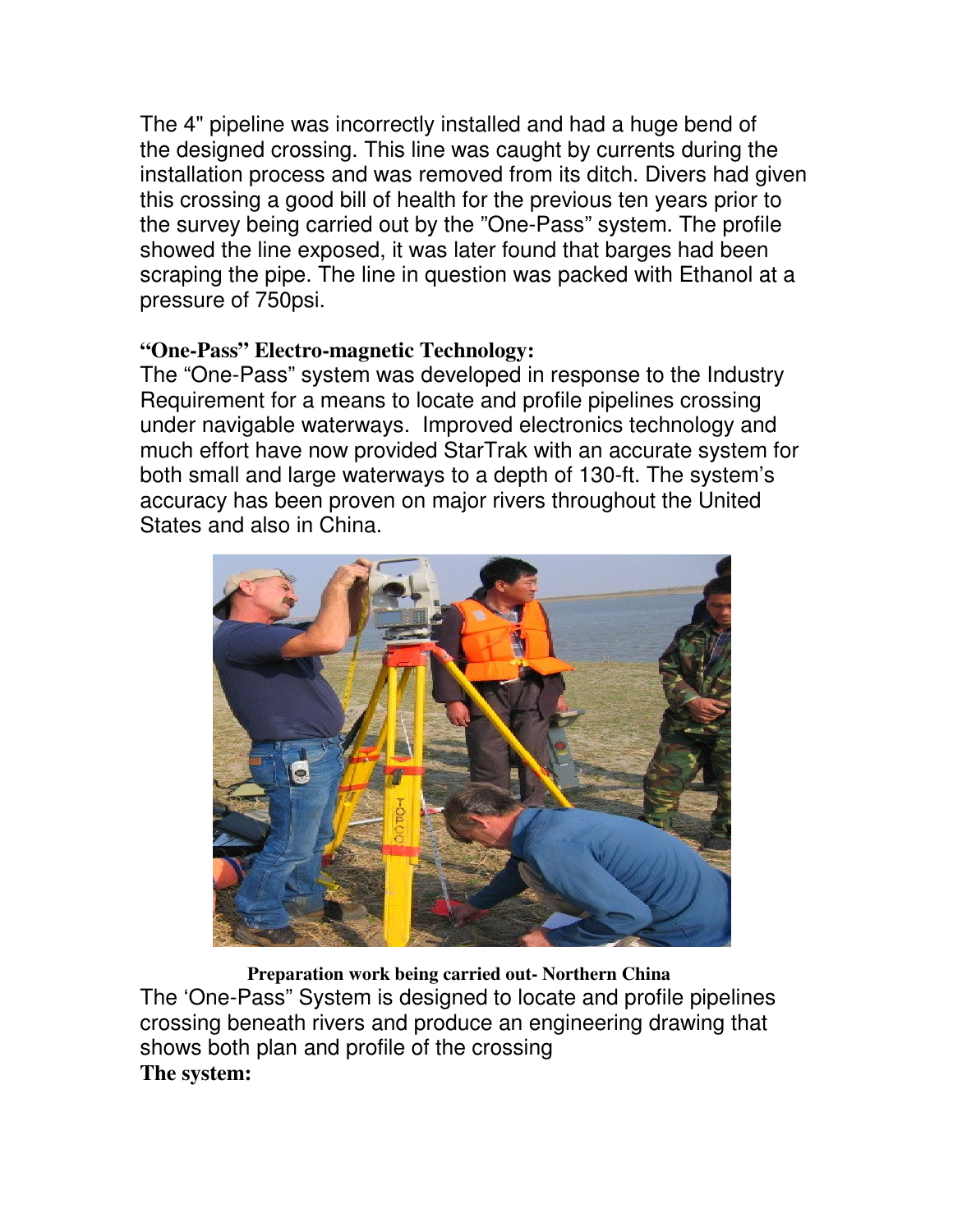The 4" pipeline was incorrectly installed and had a huge bend of the designed crossing. This line was caught by currents during the installation process and was removed from its ditch. Divers had given this crossing a good bill of health for the previous ten years prior to the survey being carried out by the "One-Pass" system. The profile showed the line exposed, it was later found that barges had been scraping the pipe. The line in question was packed with Ethanol at a pressure of 750psi.

**"One-Pass" Electro-magnetic Technology:**

The "One-Pass" system was developed in response to the Industry Requirement for a means to locate and profile pipelines crossing under navigable waterways. Improved electronics technology and much effort have now provided StarTrak with an accurate system for both small and large waterways to a depth of 130-ft. The system's accuracy has been proven on major rivers throughout the United States and also in China.

**Preparation work being carried out- Northern China**

The 'One-Pass" System is designed to locate and profile pipelines crossing beneath rivers and produce an engineering drawing that shows both plan and profile of the crossing

**The system:**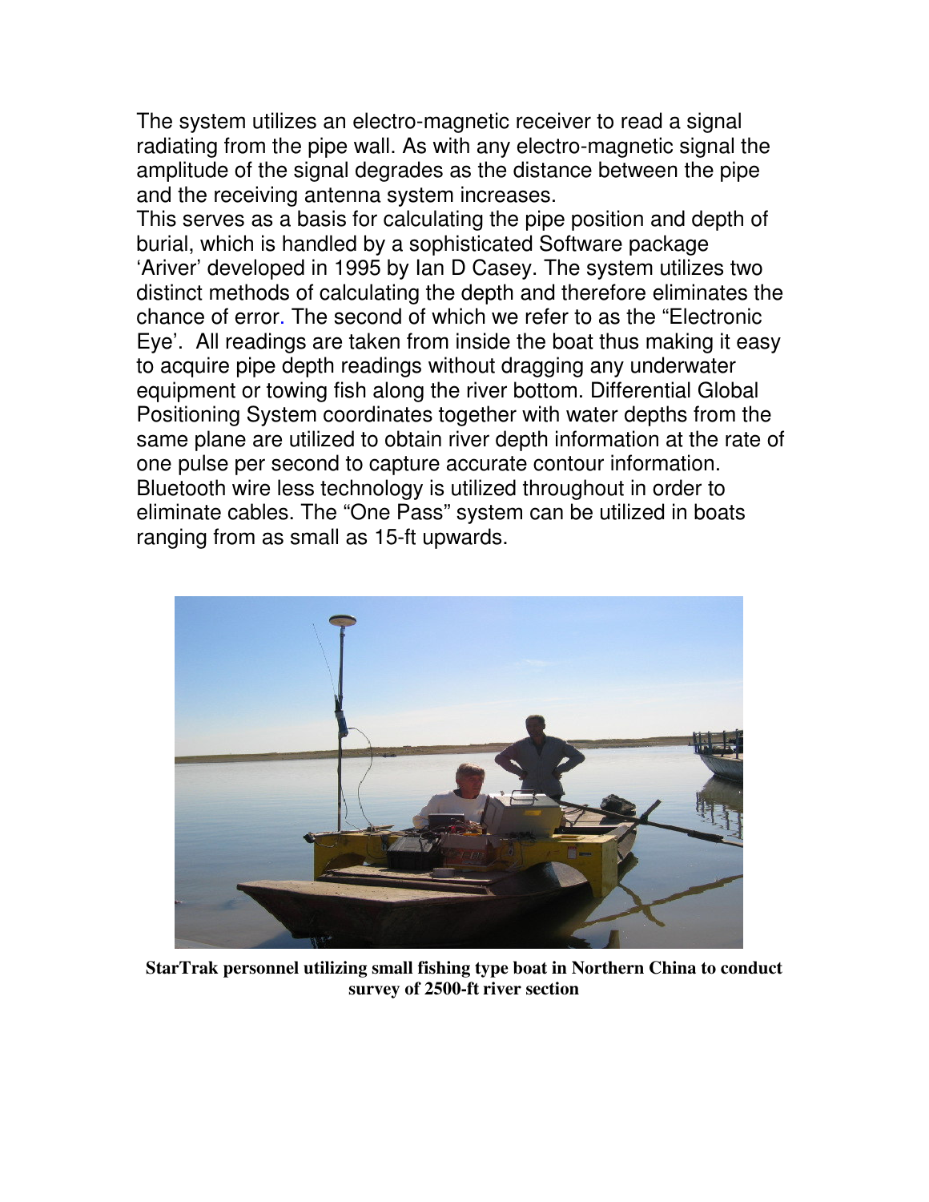The system utilizes an electro-magnetic receiver to read a signal radiating from the pipe wall. As with any electro-magnetic signal the amplitude of the signal degrades as the distance between the pipe and the receiving antenna system increases.
This serves as a basis for calculating the pipe position and depth of burial, which is handled by a sophisticated Software package 'Ariver' developed in 1995 by Ian D Casey. The system utilizes two distinct methods of calculating the depth and therefore eliminates the chance of error. The second of which we refer to as the "Electronic Eye'. All readings are taken from inside the boat thus making it easy to acquire pipe depth readings without dragging any underwater equipment or towing fish along the river bottom. Differential Global Positioning System coordinates together with water depths from the same plane are utilized to obtain river depth information at the rate of one pulse per second to capture accurate contour information. Bluetooth wire less technology is utilized throughout in order to eliminate cables. The "One Pass" system can be utilized in boats ranging from as small as 15-ft upwards.

**StarTrak personnel utilizing small fishing type boat in Northern China to conduct survey of 2500-ft river section**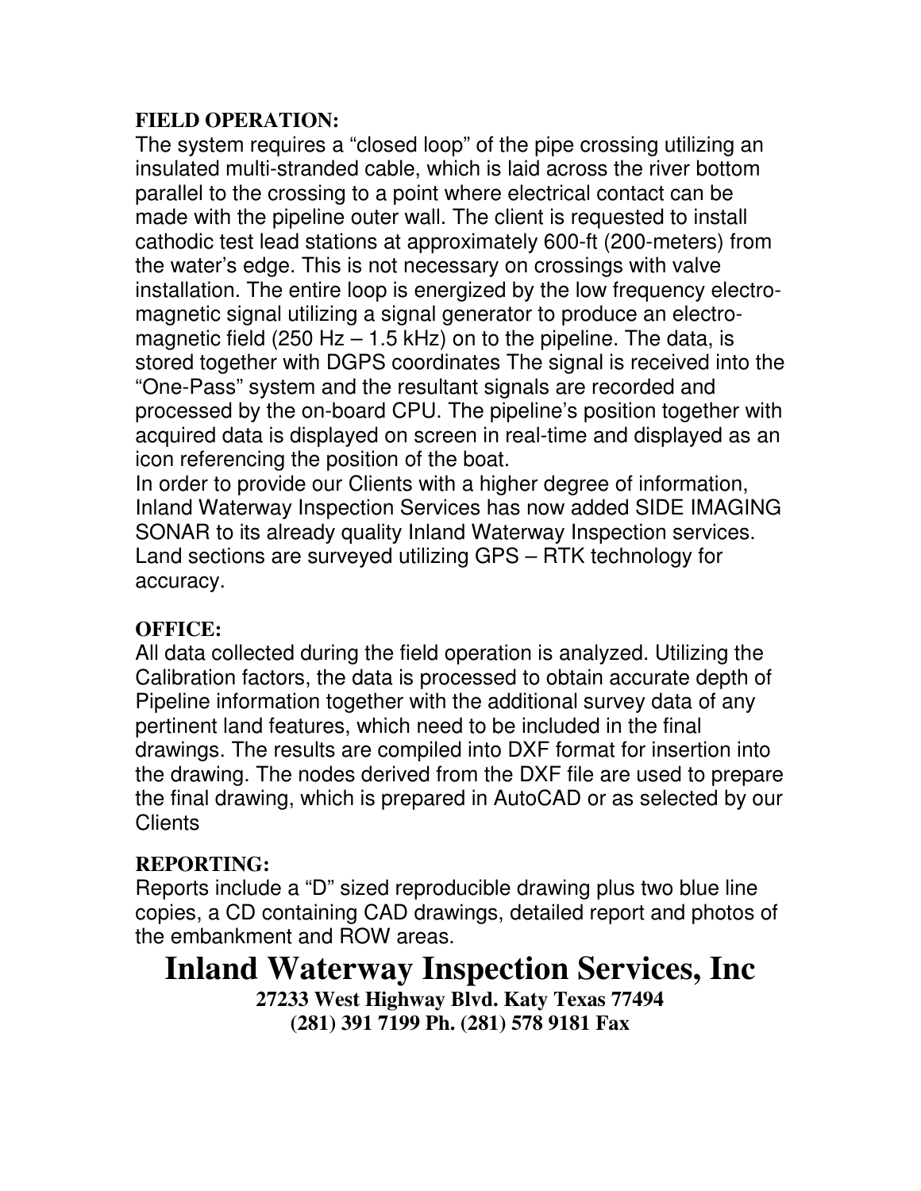**FIELD OPERATION:**

The system requires a "closed loop" of the pipe crossing utilizing an insulated multi-stranded cable, which is laid across the river bottom parallel to the crossing to a point where electrical contact can be made with the pipeline outer wall. The client is requested to install cathodic test lead stations at approximately 600-ft (200-meters) from the water's edge. This is not necessary on crossings with valve installation. The entire loop is energized by the low frequency electro-magnetic signal utilizing a signal generator to produce an electro-magnetic field (250 Hz – 1.5 kHz) on to the pipeline. The data, is stored together with DGPS coordinates The signal is received into the "One-Pass" system and the resultant signals are recorded and processed by the on-board CPU. The pipeline's position together with acquired data is displayed on screen in real-time and displayed as an icon referencing the position of the boat.

In order to provide our Clients with a higher degree of information, Inland Waterway Inspection Services has now added SIDE IMAGING SONAR to its already quality Inland Waterway Inspection services. Land sections are surveyed utilizing GPS – RTK technology for accuracy.

**OFFICE:**

All data collected during the field operation is analyzed. Utilizing the Calibration factors, the data is processed to obtain accurate depth of Pipeline information together with the additional survey data of any pertinent land features, which need to be included in the final drawings. The results are compiled into DXF format for insertion into the drawing. The nodes derived from the DXF file are used to prepare the final drawing, which is prepared in AutoCAD or as selected by our Clients

**REPORTING:**

Reports include a "D" sized reproducible drawing plus two blue line copies, a CD containing CAD drawings, detailed report and photos of the embankment and ROW areas.

# Inland Waterway Inspection Services, Inc

**27233 West Highway Blvd. Katy Texas 77494**
**(281) 391 7199 Ph. (281) 578 9181 Fax**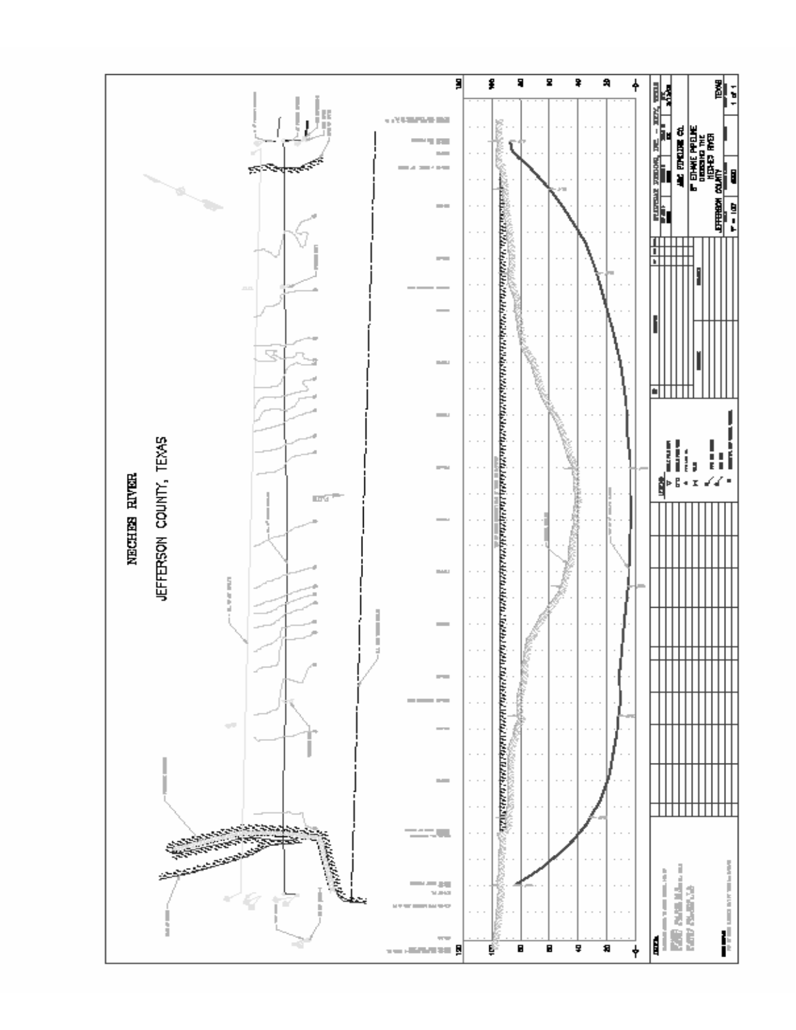NECHES RIVER

JEFFERSON COUNTY, TEXAS

8" ETHANE PIPELINE CROSSING THE NECHES RIVER

JEFFERSON COUNTY, TEXAS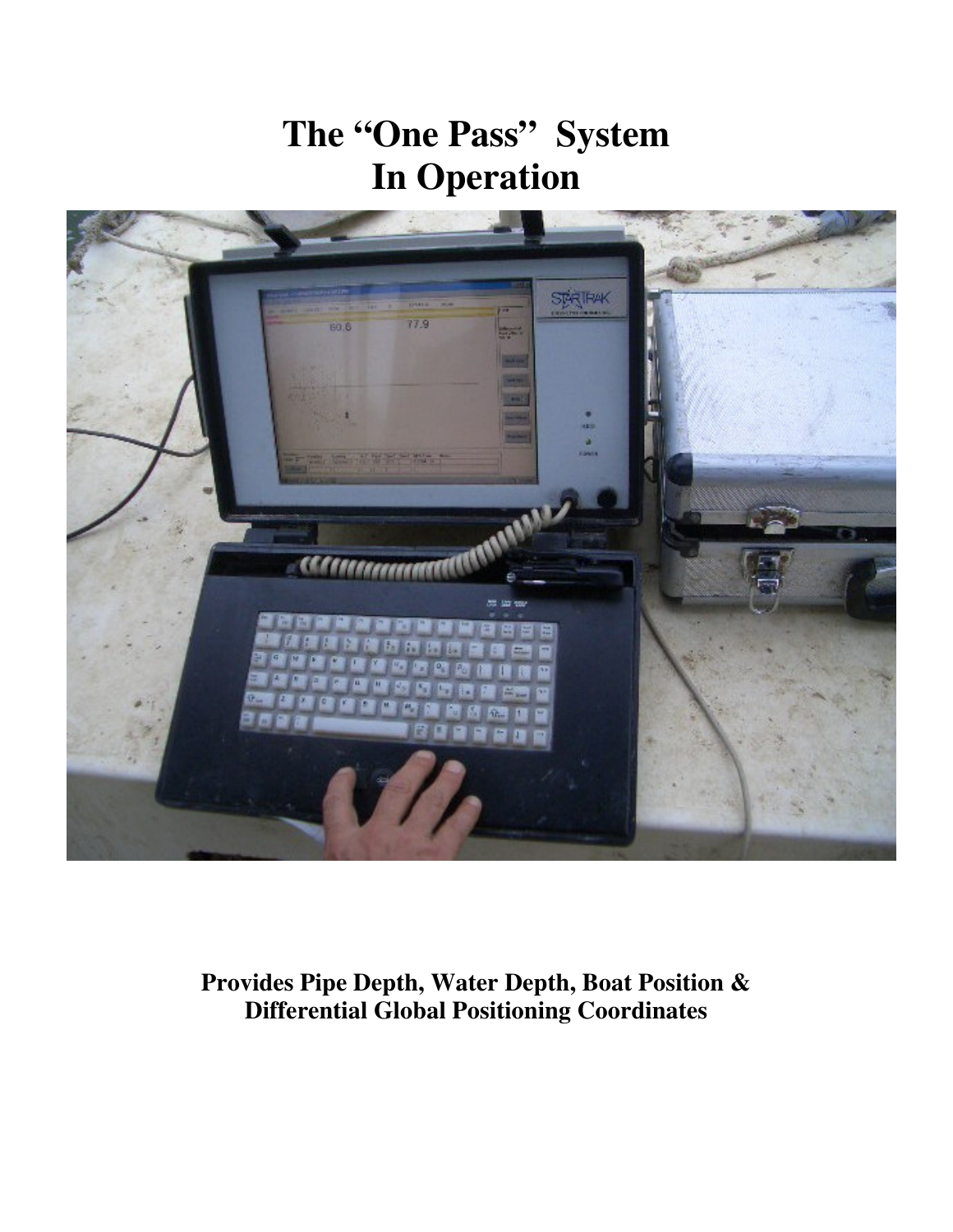# The "One Pass" System In Operation

**Provides Pipe Depth, Water Depth, Boat Position & Differential Global Positioning Coordinates**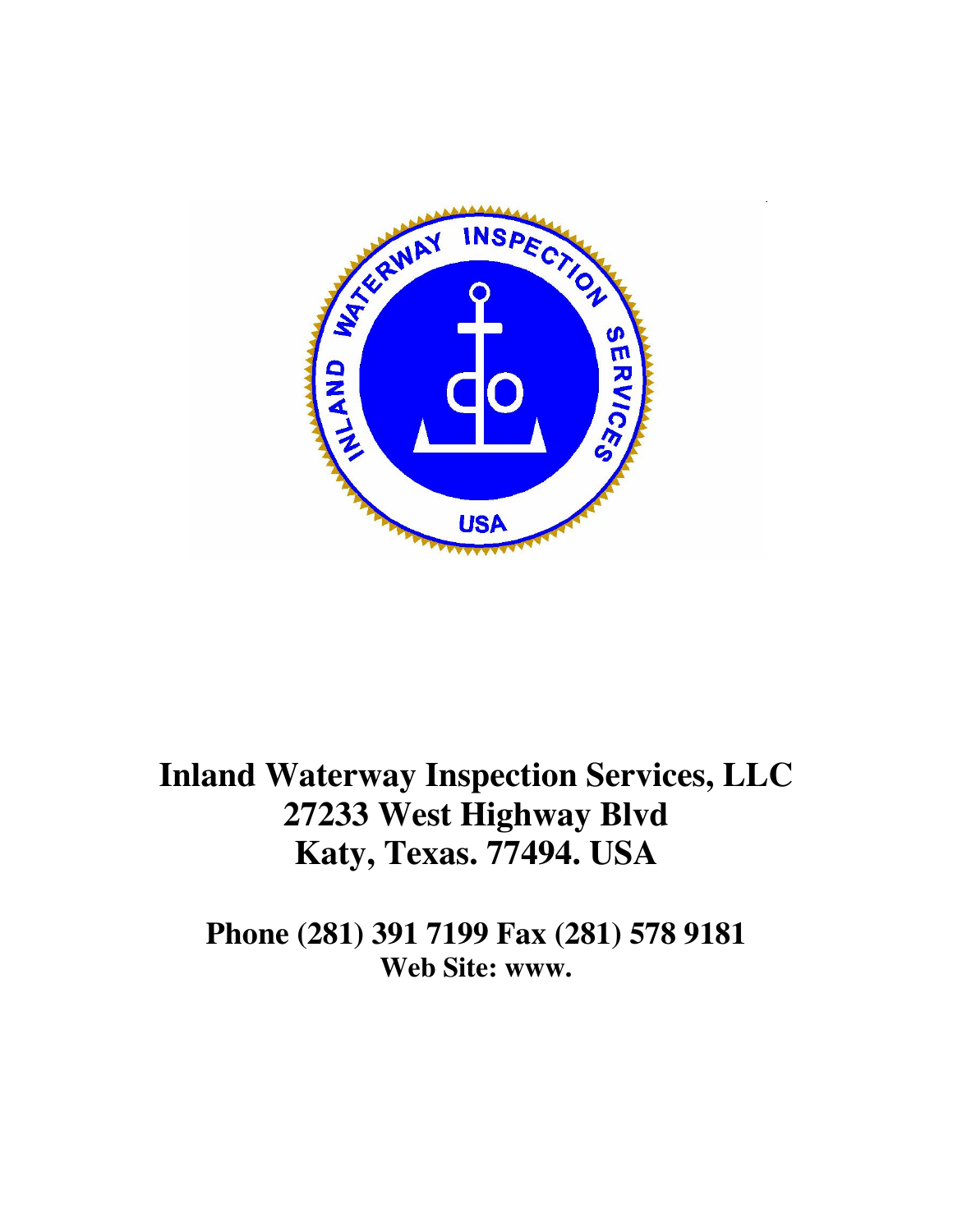**Inland Waterway Inspection Services, LLC**
**27233 West Highway Blvd**
**Katy, Texas. 77494. USA**

**Phone (281) 391 7199 Fax (281) 578 9181**
**Web Site: www.**